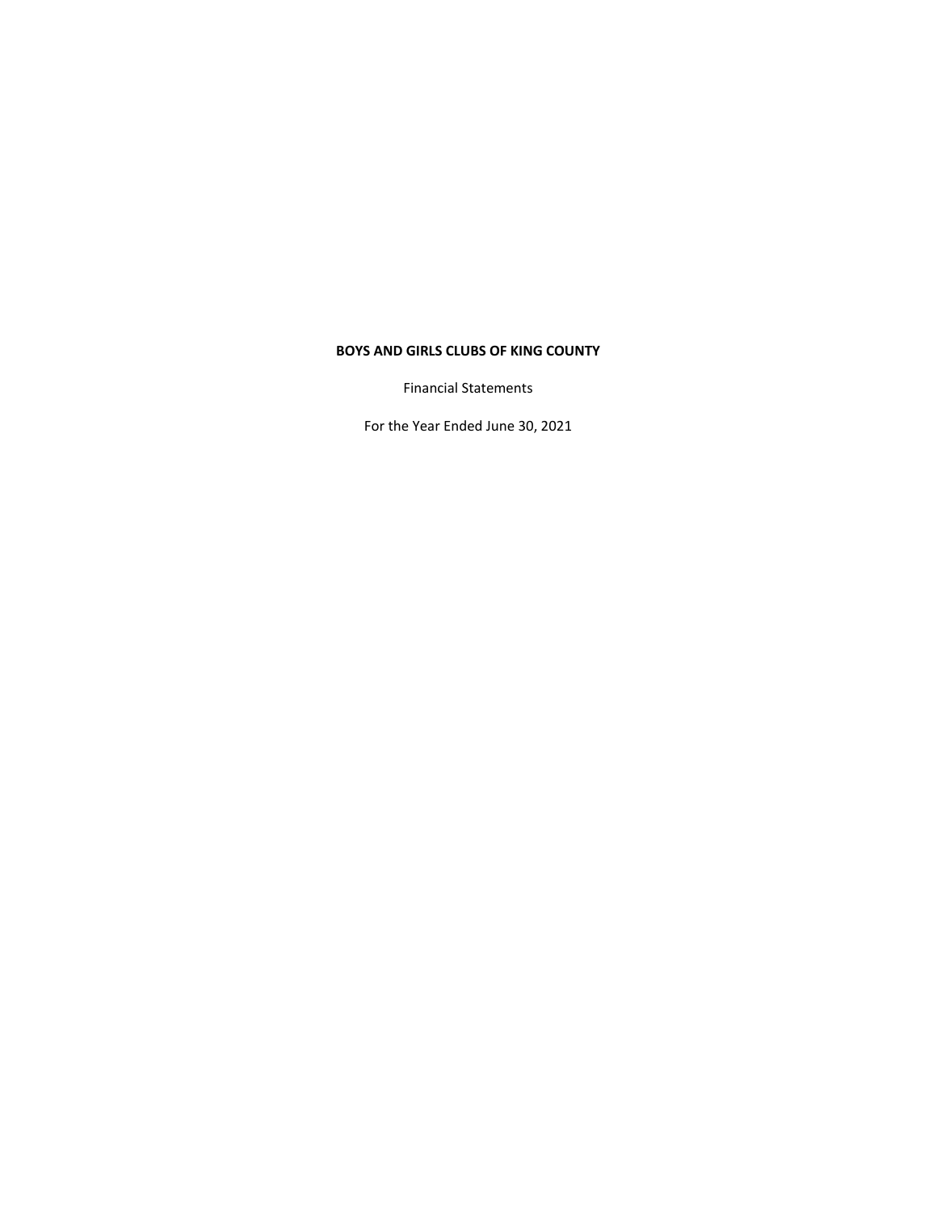# BOYS AND GIRLS CLUBS OF KING COUNTY

Financial Statements

For the Year Ended June 30, 2021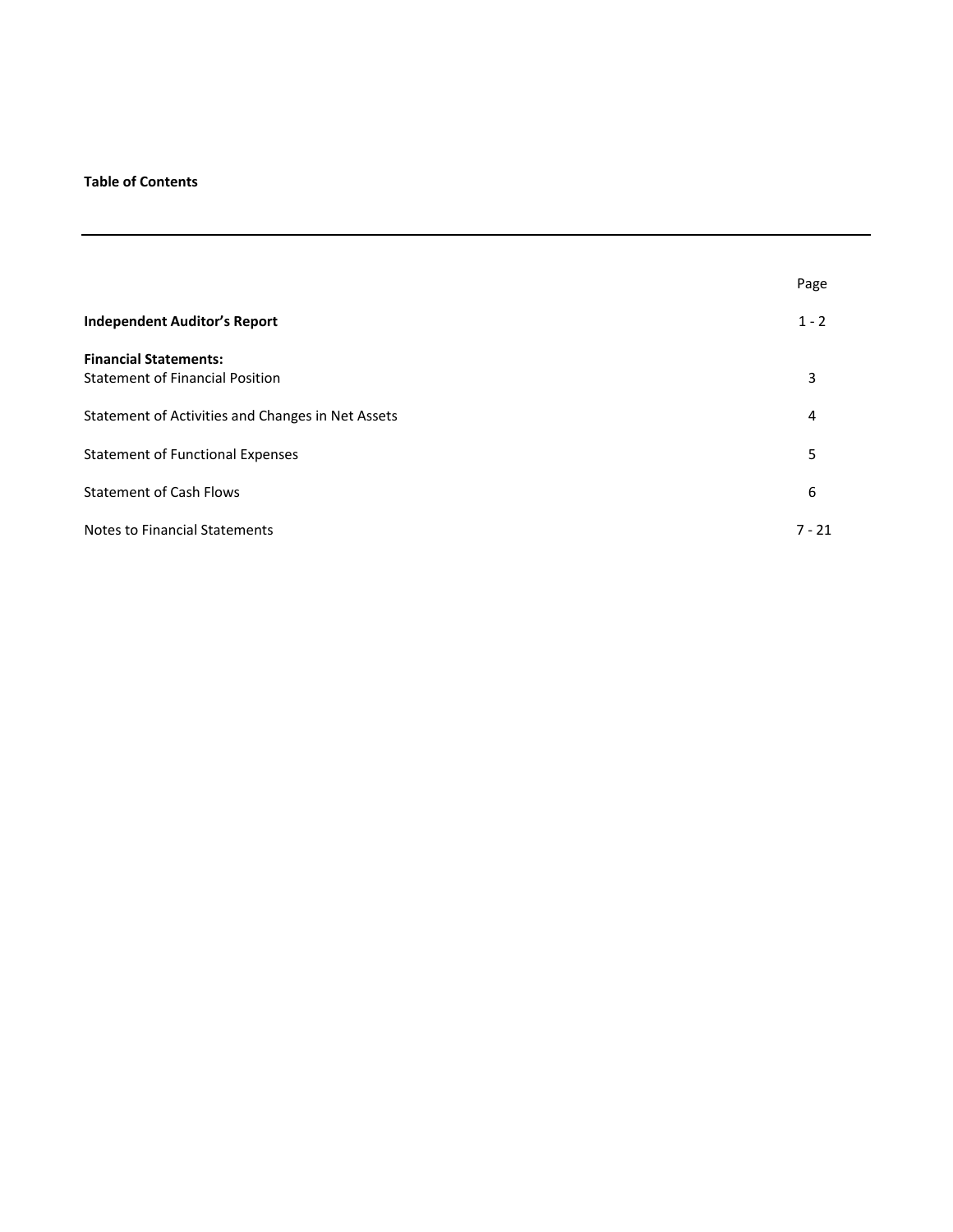**Table of Contents**

| | Page |
|---|---|
| **Independent Auditor's Report** | 1 - 2 |
| **Financial Statements:** | |
| Statement of Financial Position | 3 |
| Statement of Activities and Changes in Net Assets | 4 |
| Statement of Functional Expenses | 5 |
| Statement of Cash Flows | 6 |
| Notes to Financial Statements | 7 - 21 |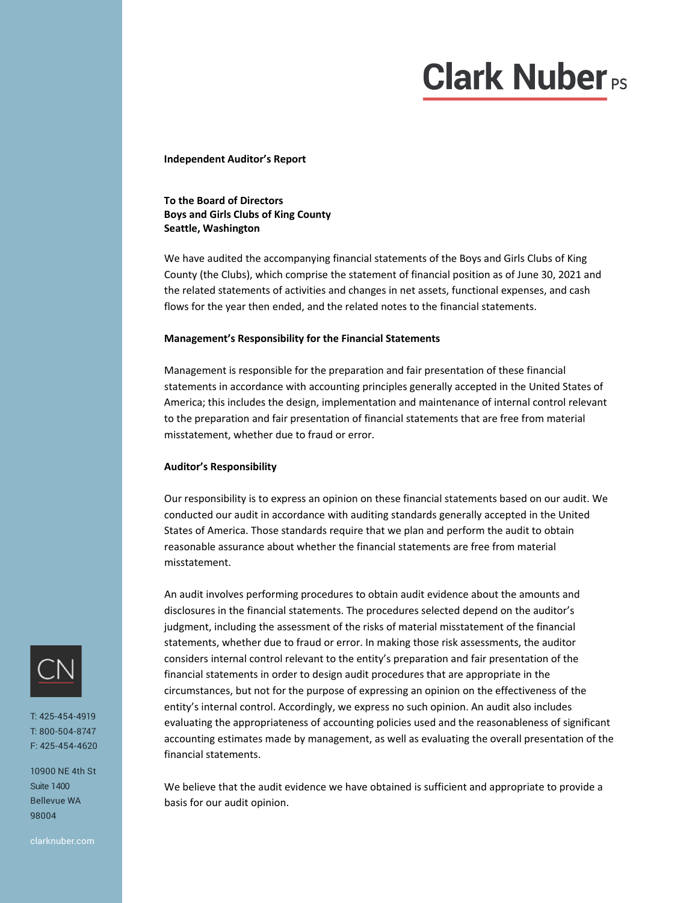# Clark Nuber PS

**Independent Auditor's Report**

**To the Board of Directors**
**Boys and Girls Clubs of King County**
**Seattle, Washington**

We have audited the accompanying financial statements of the Boys and Girls Clubs of King County (the Clubs), which comprise the statement of financial position as of June 30, 2021 and the related statements of activities and changes in net assets, functional expenses, and cash flows for the year then ended, and the related notes to the financial statements.

**Management's Responsibility for the Financial Statements**

Management is responsible for the preparation and fair presentation of these financial statements in accordance with accounting principles generally accepted in the United States of America; this includes the design, implementation and maintenance of internal control relevant to the preparation and fair presentation of financial statements that are free from material misstatement, whether due to fraud or error.

**Auditor's Responsibility**

Our responsibility is to express an opinion on these financial statements based on our audit. We conducted our audit in accordance with auditing standards generally accepted in the United States of America. Those standards require that we plan and perform the audit to obtain reasonable assurance about whether the financial statements are free from material misstatement.

An audit involves performing procedures to obtain audit evidence about the amounts and disclosures in the financial statements. The procedures selected depend on the auditor's judgment, including the assessment of the risks of material misstatement of the financial statements, whether due to fraud or error. In making those risk assessments, the auditor considers internal control relevant to the entity's preparation and fair presentation of the financial statements in order to design audit procedures that are appropriate in the circumstances, but not for the purpose of expressing an opinion on the effectiveness of the entity's internal control. Accordingly, we express no such opinion. An audit also includes evaluating the appropriateness of accounting policies used and the reasonableness of significant accounting estimates made by management, as well as evaluating the overall presentation of the financial statements.

We believe that the audit evidence we have obtained is sufficient and appropriate to provide a basis for our audit opinion.

T: 425-454-4919
T: 800-504-8747
F: 425-454-4620

10900 NE 4th St
Suite 1400
Bellevue WA
98004

clarknuber.com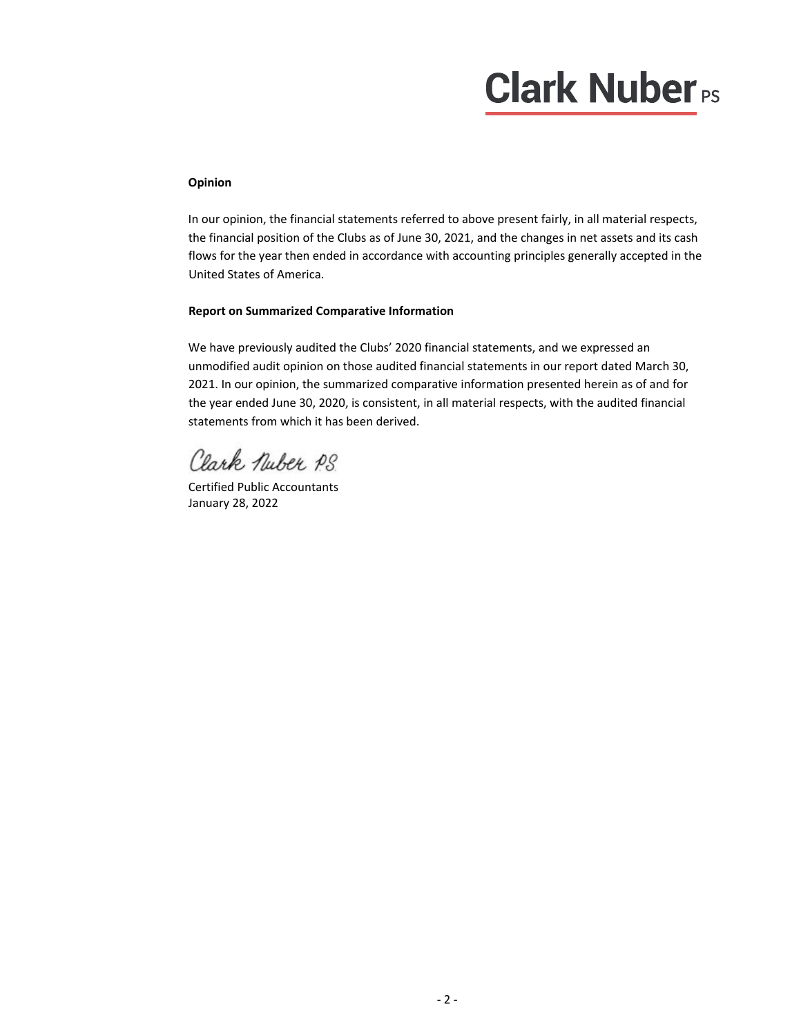**Clark Nuber PS**

**Opinion**

In our opinion, the financial statements referred to above present fairly, in all material respects, the financial position of the Clubs as of June 30, 2021, and the changes in net assets and its cash flows for the year then ended in accordance with accounting principles generally accepted in the United States of America.

**Report on Summarized Comparative Information**

We have previously audited the Clubs' 2020 financial statements, and we expressed an unmodified audit opinion on those audited financial statements in our report dated March 30, 2021. In our opinion, the summarized comparative information presented herein as of and for the year ended June 30, 2020, is consistent, in all material respects, with the audited financial statements from which it has been derived.

Clark Nuber P.S.

Certified Public Accountants
January 28, 2022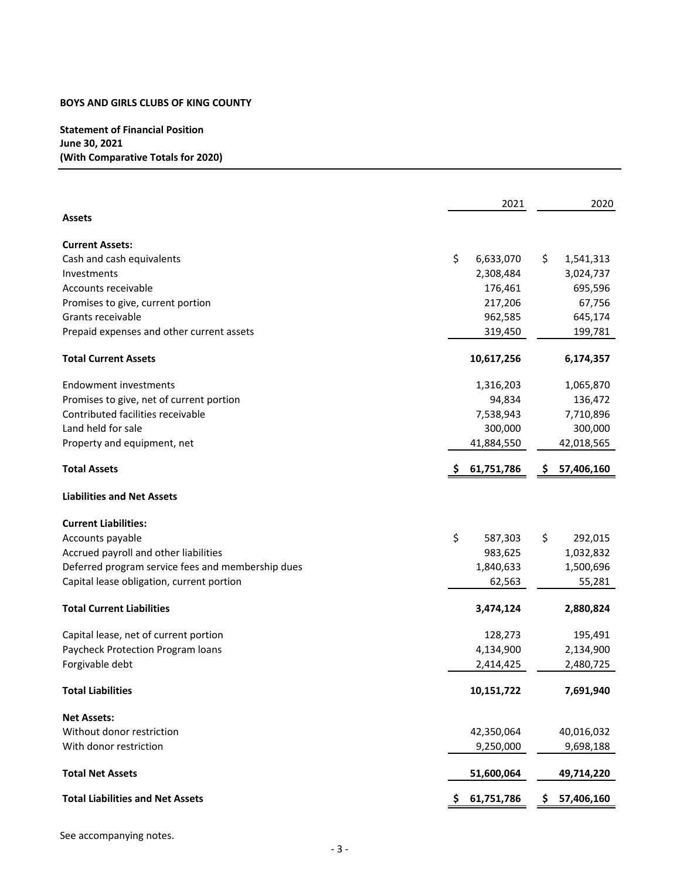**BOYS AND GIRLS CLUBS OF KING COUNTY**

**Statement of Financial Position**
**June 30, 2021**
**(With Comparative Totals for 2020)**

| | 2021 | 2020 |
|---|---|---|
| **Assets** | | |
| **Current Assets:** | | |
| Cash and cash equivalents | $ 6,633,070 | $ 1,541,313 |
| Investments | 2,308,484 | 3,024,737 |
| Accounts receivable | 176,461 | 695,596 |
| Promises to give, current portion | 217,206 | 67,756 |
| Grants receivable | 962,585 | 645,174 |
| Prepaid expenses and other current assets | 319,450 | 199,781 |
| **Total Current Assets** | **10,617,256** | **6,174,357** |
| Endowment investments | 1,316,203 | 1,065,870 |
| Promises to give, net of current portion | 94,834 | 136,472 |
| Contributed facilities receivable | 7,538,943 | 7,710,896 |
| Land held for sale | 300,000 | 300,000 |
| Property and equipment, net | 41,884,550 | 42,018,565 |
| **Total Assets** | **$ 61,751,786** | **$ 57,406,160** |
| **Liabilities and Net Assets** | | |
| **Current Liabilities:** | | |
| Accounts payable | $ 587,303 | $ 292,015 |
| Accrued payroll and other liabilities | 983,625 | 1,032,832 |
| Deferred program service fees and membership dues | 1,840,633 | 1,500,696 |
| Capital lease obligation, current portion | 62,563 | 55,281 |
| **Total Current Liabilities** | **3,474,124** | **2,880,824** |
| Capital lease, net of current portion | 128,273 | 195,491 |
| Paycheck Protection Program loans | 4,134,900 | 2,134,900 |
| Forgivable debt | 2,414,425 | 2,480,725 |
| **Total Liabilities** | **10,151,722** | **7,691,940** |
| **Net Assets:** | | |
| Without donor restriction | 42,350,064 | 40,016,032 |
| With donor restriction | 9,250,000 | 9,698,188 |
| **Total Net Assets** | **51,600,064** | **49,714,220** |
| **Total Liabilities and Net Assets** | **$ 61,751,786** | **$ 57,406,160** |

See accompanying notes.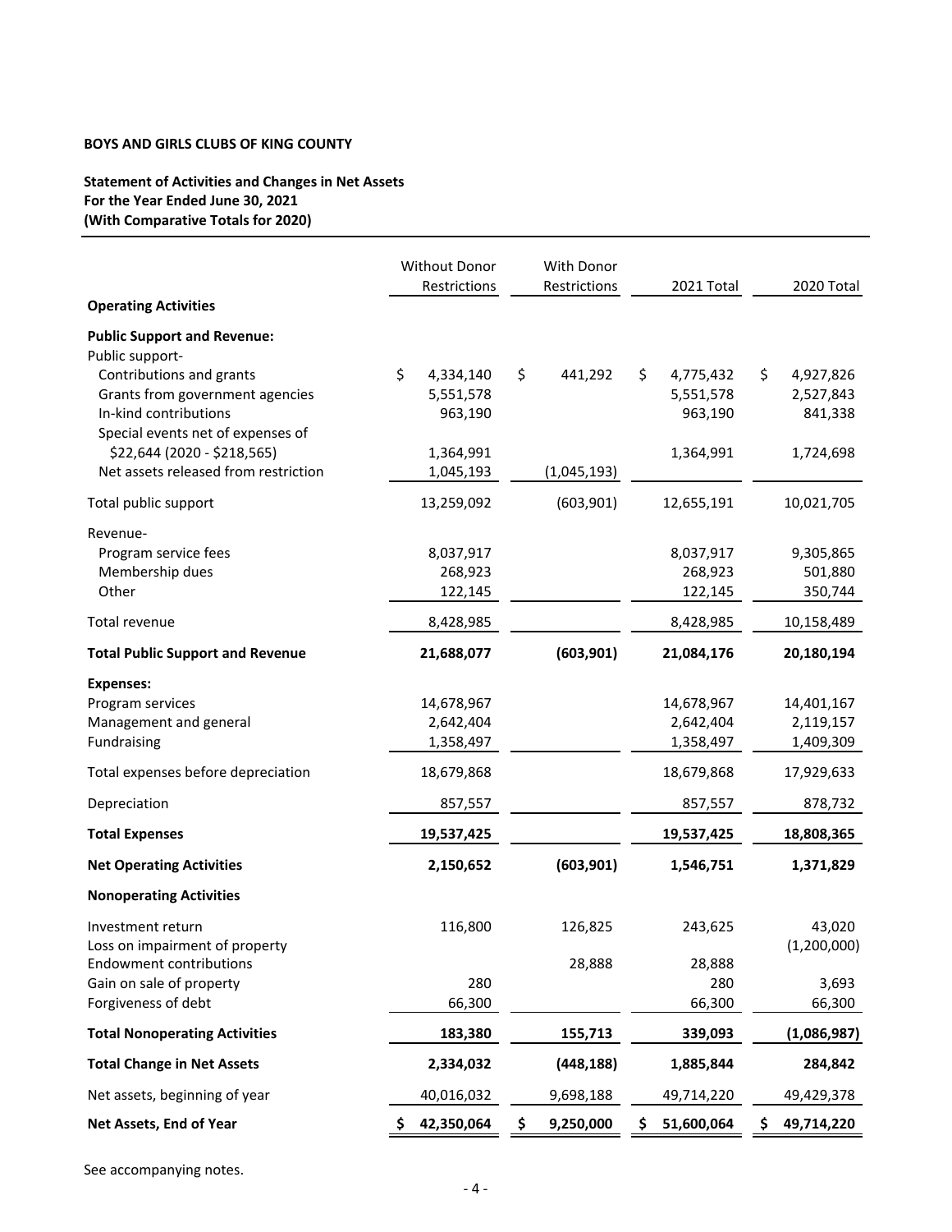**BOYS AND GIRLS CLUBS OF KING COUNTY**

**Statement of Activities and Changes in Net Assets**
**For the Year Ended June 30, 2021**
**(With Comparative Totals for 2020)**

| | Without Donor Restrictions | With Donor Restrictions | 2021 Total | 2020 Total |
|---|---|---|---|---|
| **Operating Activities** | | | | |
| **Public Support and Revenue:** | | | | |
| Public support- | | | | |
| Contributions and grants | $ 4,334,140 | $ 441,292 | $ 4,775,432 | $ 4,927,826 |
| Grants from government agencies | 5,551,578 | | 5,551,578 | 2,527,843 |
| In-kind contributions | 963,190 | | 963,190 | 841,338 |
| Special events net of expenses of $22,644 (2020 - $218,565) | 1,364,991 | | 1,364,991 | 1,724,698 |
| Net assets released from restriction | 1,045,193 | (1,045,193) | | |
| Total public support | 13,259,092 | (603,901) | 12,655,191 | 10,021,705 |
| Revenue- | | | | |
| Program service fees | 8,037,917 | | 8,037,917 | 9,305,865 |
| Membership dues | 268,923 | | 268,923 | 501,880 |
| Other | 122,145 | | 122,145 | 350,744 |
| Total revenue | 8,428,985 | | 8,428,985 | 10,158,489 |
| **Total Public Support and Revenue** | **21,688,077** | **(603,901)** | **21,084,176** | **20,180,194** |
| **Expenses:** | | | | |
| Program services | 14,678,967 | | 14,678,967 | 14,401,167 |
| Management and general | 2,642,404 | | 2,642,404 | 2,119,157 |
| Fundraising | 1,358,497 | | 1,358,497 | 1,409,309 |
| Total expenses before depreciation | 18,679,868 | | 18,679,868 | 17,929,633 |
| Depreciation | 857,557 | | 857,557 | 878,732 |
| **Total Expenses** | **19,537,425** | | **19,537,425** | **18,808,365** |
| **Net Operating Activities** | **2,150,652** | **(603,901)** | **1,546,751** | **1,371,829** |
| **Nonoperating Activities** | | | | |
| Investment return | 116,800 | 126,825 | 243,625 | 43,020 |
| Loss on impairment of property | | | | (1,200,000) |
| Endowment contributions | | 28,888 | 28,888 | |
| Gain on sale of property | 280 | | 280 | 3,693 |
| Forgiveness of debt | 66,300 | | 66,300 | 66,300 |
| **Total Nonoperating Activities** | **183,380** | **155,713** | **339,093** | **(1,086,987)** |
| **Total Change in Net Assets** | **2,334,032** | **(448,188)** | **1,885,844** | **284,842** |
| Net assets, beginning of year | 40,016,032 | 9,698,188 | 49,714,220 | 49,429,378 |
| **Net Assets, End of Year** | **$ 42,350,064** | **$ 9,250,000** | **$ 51,600,064** | **$ 49,714,220** |

See accompanying notes.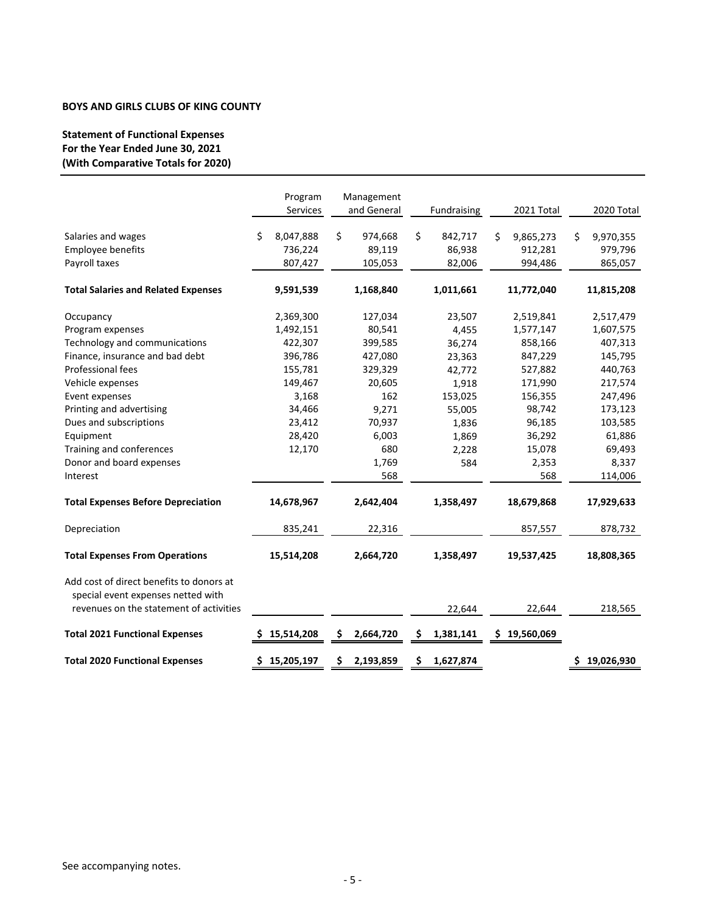**BOYS AND GIRLS CLUBS OF KING COUNTY**

**Statement of Functional Expenses**
**For the Year Ended June 30, 2021**
**(With Comparative Totals for 2020)**

| | Program Services | Management and General | Fundraising | 2021 Total | 2020 Total |
|---|---|---|---|---|---|
| Salaries and wages | $ 8,047,888 | $ 974,668 | $ 842,717 | $ 9,865,273 | $ 9,970,355 |
| Employee benefits | 736,224 | 89,119 | 86,938 | 912,281 | 979,796 |
| Payroll taxes | 807,427 | 105,053 | 82,006 | 994,486 | 865,057 |
| **Total Salaries and Related Expenses** | **9,591,539** | **1,168,840** | **1,011,661** | **11,772,040** | **11,815,208** |
| Occupancy | 2,369,300 | 127,034 | 23,507 | 2,519,841 | 2,517,479 |
| Program expenses | 1,492,151 | 80,541 | 4,455 | 1,577,147 | 1,607,575 |
| Technology and communications | 422,307 | 399,585 | 36,274 | 858,166 | 407,313 |
| Finance, insurance and bad debt | 396,786 | 427,080 | 23,363 | 847,229 | 145,795 |
| Professional fees | 155,781 | 329,329 | 42,772 | 527,882 | 440,763 |
| Vehicle expenses | 149,467 | 20,605 | 1,918 | 171,990 | 217,574 |
| Event expenses | 3,168 | 162 | 153,025 | 156,355 | 247,496 |
| Printing and advertising | 34,466 | 9,271 | 55,005 | 98,742 | 173,123 |
| Dues and subscriptions | 23,412 | 70,937 | 1,836 | 96,185 | 103,585 |
| Equipment | 28,420 | 6,003 | 1,869 | 36,292 | 61,886 |
| Training and conferences | 12,170 | 680 | 2,228 | 15,078 | 69,493 |
| Donor and board expenses | | 1,769 | 584 | 2,353 | 8,337 |
| Interest | | 568 | | 568 | 114,006 |
| **Total Expenses Before Depreciation** | **14,678,967** | **2,642,404** | **1,358,497** | **18,679,868** | **17,929,633** |
| Depreciation | 835,241 | 22,316 | | 857,557 | 878,732 |
| **Total Expenses From Operations** | **15,514,208** | **2,664,720** | **1,358,497** | **19,537,425** | **18,808,365** |
| Add cost of direct benefits to donors at special event expenses netted with revenues on the statement of activities | | | 22,644 | 22,644 | 218,565 |
| **Total 2021 Functional Expenses** | **$ 15,514,208** | **$ 2,664,720** | **$ 1,381,141** | **$ 19,560,069** | |
| **Total 2020 Functional Expenses** | **$ 15,205,197** | **$ 2,193,859** | **$ 1,627,874** | | **$ 19,026,930** |

See accompanying notes.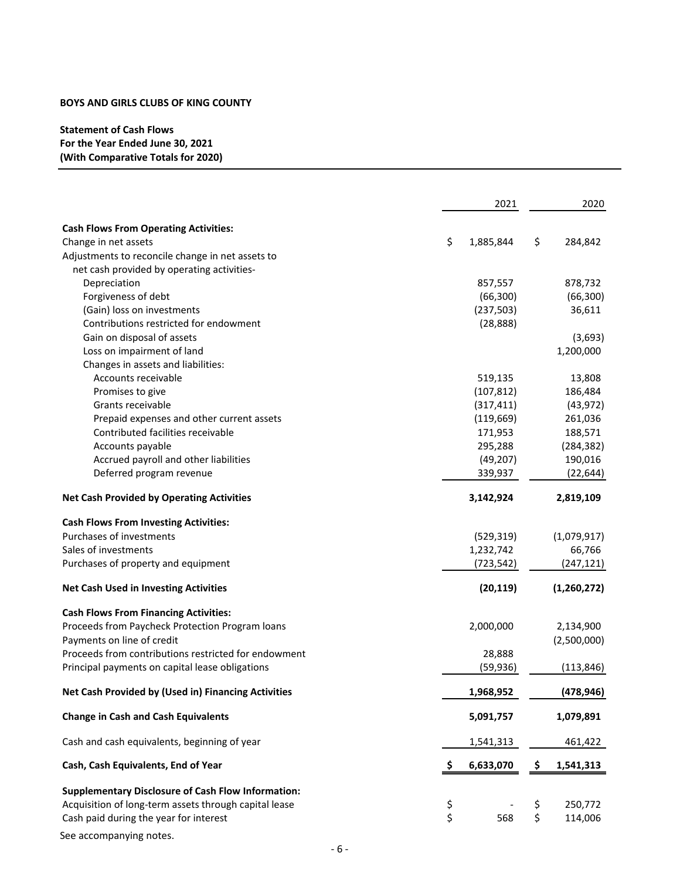**BOYS AND GIRLS CLUBS OF KING COUNTY**

**Statement of Cash Flows**
**For the Year Ended June 30, 2021**
**(With Comparative Totals for 2020)**

| | 2021 | 2020 |
|---|---|---|
| **Cash Flows From Operating Activities:** | | |
| Change in net assets | $ 1,885,844 | $ 284,842 |
| Adjustments to reconcile change in net assets to net cash provided by operating activities- | | |
| Depreciation | 857,557 | 878,732 |
| Forgiveness of debt | (66,300) | (66,300) |
| (Gain) loss on investments | (237,503) | 36,611 |
| Contributions restricted for endowment | (28,888) | |
| Gain on disposal of assets | | (3,693) |
| Loss on impairment of land | | 1,200,000 |
| Changes in assets and liabilities: | | |
| Accounts receivable | 519,135 | 13,808 |
| Promises to give | (107,812) | 186,484 |
| Grants receivable | (317,411) | (43,972) |
| Prepaid expenses and other current assets | (119,669) | 261,036 |
| Contributed facilities receivable | 171,953 | 188,571 |
| Accounts payable | 295,288 | (284,382) |
| Accrued payroll and other liabilities | (49,207) | 190,016 |
| Deferred program revenue | 339,937 | (22,644) |
| **Net Cash Provided by Operating Activities** | **3,142,924** | **2,819,109** |
| **Cash Flows From Investing Activities:** | | |
| Purchases of investments | (529,319) | (1,079,917) |
| Sales of investments | 1,232,742 | 66,766 |
| Purchases of property and equipment | (723,542) | (247,121) |
| **Net Cash Used in Investing Activities** | **(20,119)** | **(1,260,272)** |
| **Cash Flows From Financing Activities:** | | |
| Proceeds from Paycheck Protection Program loans | 2,000,000 | 2,134,900 |
| Payments on line of credit | | (2,500,000) |
| Proceeds from contributions restricted for endowment | 28,888 | |
| Principal payments on capital lease obligations | (59,936) | (113,846) |
| **Net Cash Provided by (Used in) Financing Activities** | **1,968,952** | **(478,946)** |
| **Change in Cash and Cash Equivalents** | **5,091,757** | **1,079,891** |
| Cash and cash equivalents, beginning of year | 1,541,313 | 461,422 |
| **Cash, Cash Equivalents, End of Year** | **$ 6,633,070** | **$ 1,541,313** |
| **Supplementary Disclosure of Cash Flow Information:** | | |
| Acquisition of long-term assets through capital lease | $ - | $ 250,772 |
| Cash paid during the year for interest | $ 568 | $ 114,006 |

See accompanying notes.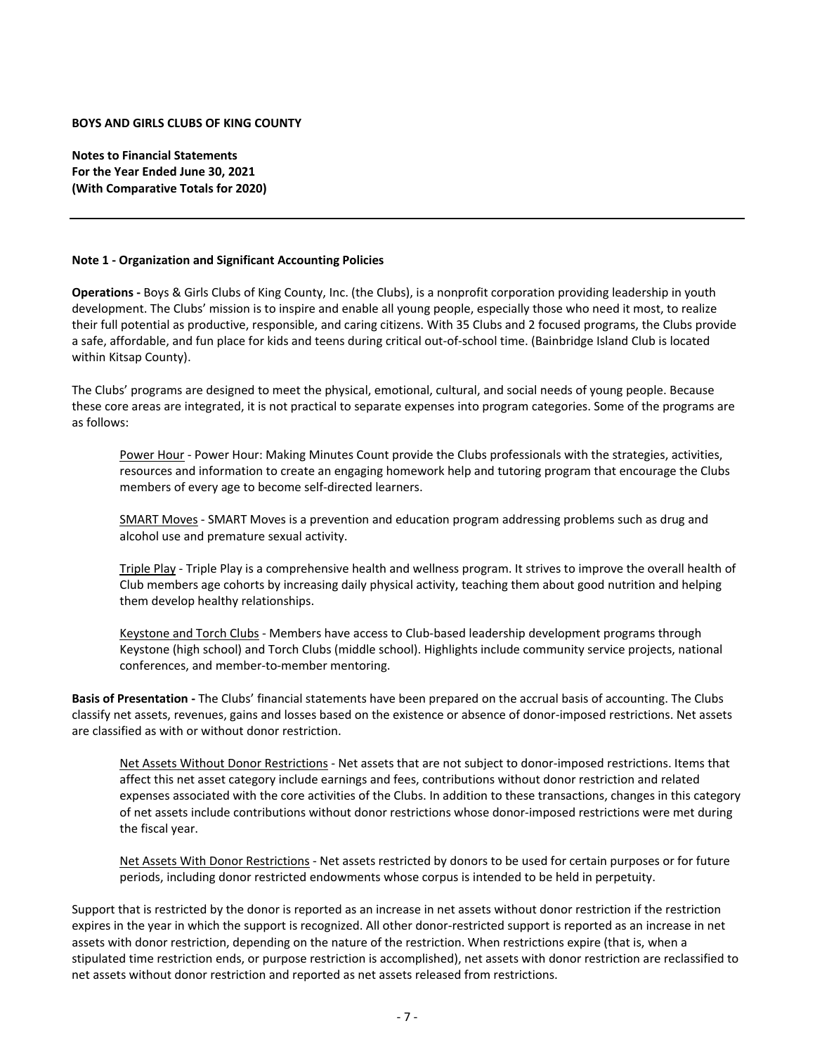**BOYS AND GIRLS CLUBS OF KING COUNTY**

**Notes to Financial Statements**
**For the Year Ended June 30, 2021**
**(With Comparative Totals for 2020)**

---

**Note 1 - Organization and Significant Accounting Policies**

**Operations -** Boys & Girls Clubs of King County, Inc. (the Clubs), is a nonprofit corporation providing leadership in youth development. The Clubs' mission is to inspire and enable all young people, especially those who need it most, to realize their full potential as productive, responsible, and caring citizens. With 35 Clubs and 2 focused programs, the Clubs provide a safe, affordable, and fun place for kids and teens during critical out-of-school time. (Bainbridge Island Club is located within Kitsap County).

The Clubs' programs are designed to meet the physical, emotional, cultural, and social needs of young people. Because these core areas are integrated, it is not practical to separate expenses into program categories. Some of the programs are as follows:

> Power Hour - Power Hour: Making Minutes Count provide the Clubs professionals with the strategies, activities, resources and information to create an engaging homework help and tutoring program that encourage the Clubs members of every age to become self-directed learners.
>
> SMART Moves - SMART Moves is a prevention and education program addressing problems such as drug and alcohol use and premature sexual activity.
>
> Triple Play - Triple Play is a comprehensive health and wellness program. It strives to improve the overall health of Club members age cohorts by increasing daily physical activity, teaching them about good nutrition and helping them develop healthy relationships.
>
> Keystone and Torch Clubs - Members have access to Club-based leadership development programs through Keystone (high school) and Torch Clubs (middle school). Highlights include community service projects, national conferences, and member-to-member mentoring.

**Basis of Presentation -** The Clubs' financial statements have been prepared on the accrual basis of accounting. The Clubs classify net assets, revenues, gains and losses based on the existence or absence of donor-imposed restrictions. Net assets are classified as with or without donor restriction.

> Net Assets Without Donor Restrictions - Net assets that are not subject to donor-imposed restrictions. Items that affect this net asset category include earnings and fees, contributions without donor restriction and related expenses associated with the core activities of the Clubs. In addition to these transactions, changes in this category of net assets include contributions without donor restrictions whose donor-imposed restrictions were met during the fiscal year.
>
> Net Assets With Donor Restrictions - Net assets restricted by donors to be used for certain purposes or for future periods, including donor restricted endowments whose corpus is intended to be held in perpetuity.

Support that is restricted by the donor is reported as an increase in net assets without donor restriction if the restriction expires in the year in which the support is recognized. All other donor-restricted support is reported as an increase in net assets with donor restriction, depending on the nature of the restriction. When restrictions expire (that is, when a stipulated time restriction ends, or purpose restriction is accomplished), net assets with donor restriction are reclassified to net assets without donor restriction and reported as net assets released from restrictions.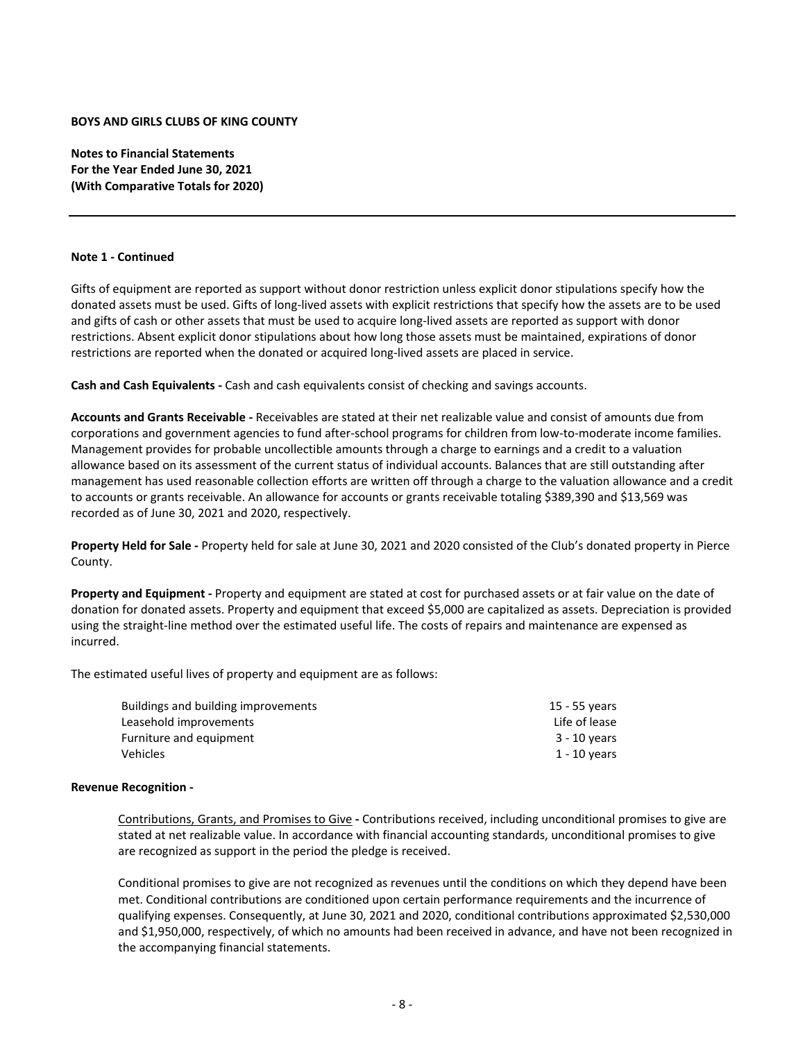**BOYS AND GIRLS CLUBS OF KING COUNTY**

**Notes to Financial Statements**
**For the Year Ended June 30, 2021**
**(With Comparative Totals for 2020)**

---

**Note 1 - Continued**

Gifts of equipment are reported as support without donor restriction unless explicit donor stipulations specify how the donated assets must be used. Gifts of long-lived assets with explicit restrictions that specify how the assets are to be used and gifts of cash or other assets that must be used to acquire long-lived assets are reported as support with donor restrictions. Absent explicit donor stipulations about how long those assets must be maintained, expirations of donor restrictions are reported when the donated or acquired long-lived assets are placed in service.

**Cash and Cash Equivalents -** Cash and cash equivalents consist of checking and savings accounts.

**Accounts and Grants Receivable -** Receivables are stated at their net realizable value and consist of amounts due from corporations and government agencies to fund after-school programs for children from low-to-moderate income families. Management provides for probable uncollectible amounts through a charge to earnings and a credit to a valuation allowance based on its assessment of the current status of individual accounts. Balances that are still outstanding after management has used reasonable collection efforts are written off through a charge to the valuation allowance and a credit to accounts or grants receivable. An allowance for accounts or grants receivable totaling $389,390 and $13,569 was recorded as of June 30, 2021 and 2020, respectively.

**Property Held for Sale -** Property held for sale at June 30, 2021 and 2020 consisted of the Club's donated property in Pierce County.

**Property and Equipment -** Property and equipment are stated at cost for purchased assets or at fair value on the date of donation for donated assets. Property and equipment that exceed $5,000 are capitalized as assets. Depreciation is provided using the straight-line method over the estimated useful life. The costs of repairs and maintenance are expensed as incurred.

The estimated useful lives of property and equipment are as follows:

| | |
|---|---|
| Buildings and building improvements | 15 - 55 years |
| Leasehold improvements | Life of lease |
| Furniture and equipment | 3 - 10 years |
| Vehicles | 1 - 10 years |

**Revenue Recognition -**

Contributions, Grants, and Promises to Give **-** Contributions received, including unconditional promises to give are stated at net realizable value. In accordance with financial accounting standards, unconditional promises to give are recognized as support in the period the pledge is received.

Conditional promises to give are not recognized as revenues until the conditions on which they depend have been met. Conditional contributions are conditioned upon certain performance requirements and the incurrence of qualifying expenses. Consequently, at June 30, 2021 and 2020, conditional contributions approximated $2,530,000 and $1,950,000, respectively, of which no amounts had been received in advance, and have not been recognized in the accompanying financial statements.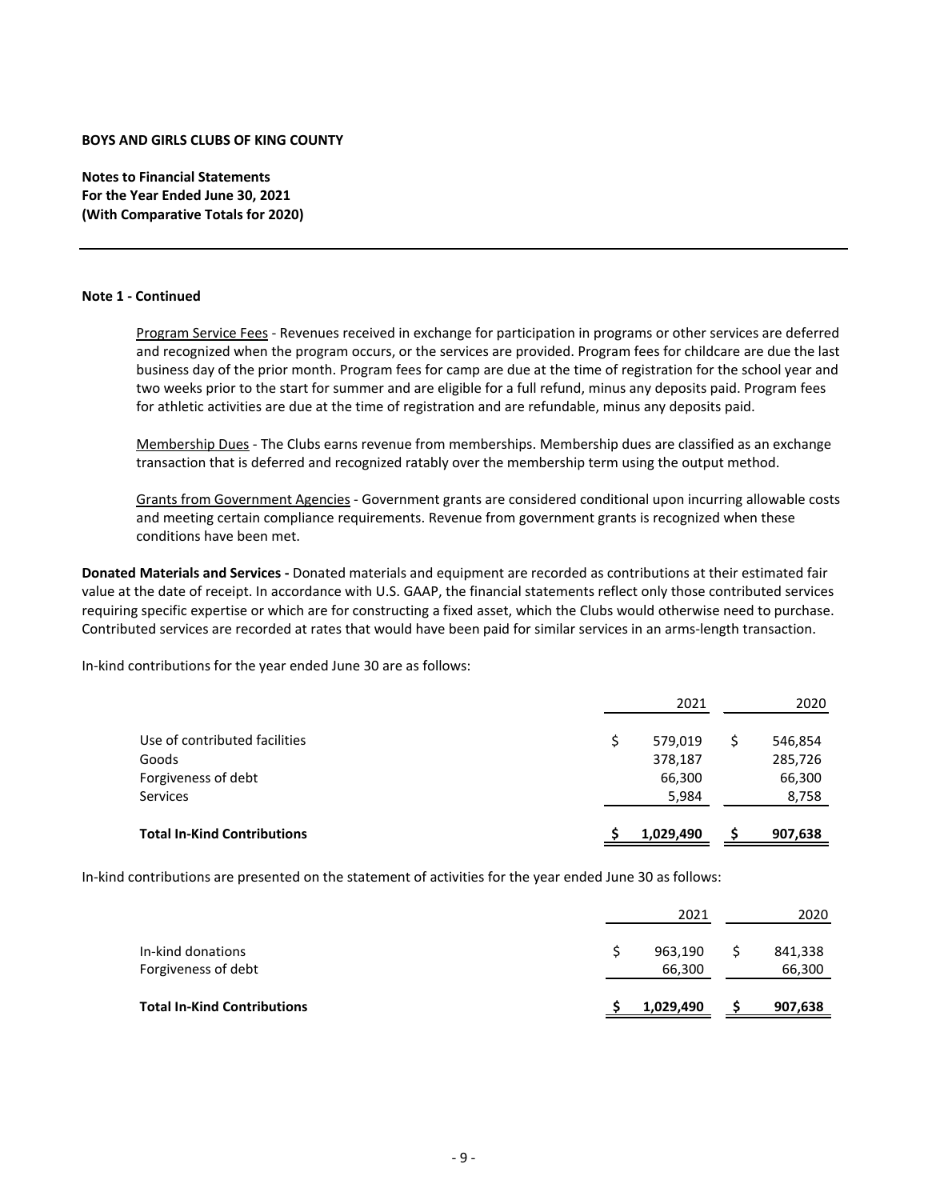**BOYS AND GIRLS CLUBS OF KING COUNTY**

**Notes to Financial Statements**
**For the Year Ended June 30, 2021**
**(With Comparative Totals for 2020)**

---

**Note 1 - Continued**

Program Service Fees - Revenues received in exchange for participation in programs or other services are deferred and recognized when the program occurs, or the services are provided. Program fees for childcare are due the last business day of the prior month. Program fees for camp are due at the time of registration for the school year and two weeks prior to the start for summer and are eligible for a full refund, minus any deposits paid. Program fees for athletic activities are due at the time of registration and are refundable, minus any deposits paid.

Membership Dues - The Clubs earns revenue from memberships. Membership dues are classified as an exchange transaction that is deferred and recognized ratably over the membership term using the output method.

Grants from Government Agencies - Government grants are considered conditional upon incurring allowable costs and meeting certain compliance requirements. Revenue from government grants is recognized when these conditions have been met.

**Donated Materials and Services -** Donated materials and equipment are recorded as contributions at their estimated fair value at the date of receipt. In accordance with U.S. GAAP, the financial statements reflect only those contributed services requiring specific expertise or which are for constructing a fixed asset, which the Clubs would otherwise need to purchase. Contributed services are recorded at rates that would have been paid for similar services in an arms-length transaction.

In-kind contributions for the year ended June 30 are as follows:

| | 2021 | 2020 |
|---|---|---|
| Use of contributed facilities | $ 579,019 | $ 546,854 |
| Goods | 378,187 | 285,726 |
| Forgiveness of debt | 66,300 | 66,300 |
| Services | 5,984 | 8,758 |
| **Total In-Kind Contributions** | **$ 1,029,490** | **$ 907,638** |

In-kind contributions are presented on the statement of activities for the year ended June 30 as follows:

| | 2021 | 2020 |
|---|---|---|
| In-kind donations | $ 963,190 | $ 841,338 |
| Forgiveness of debt | 66,300 | 66,300 |
| **Total In-Kind Contributions** | **$ 1,029,490** | **$ 907,638** |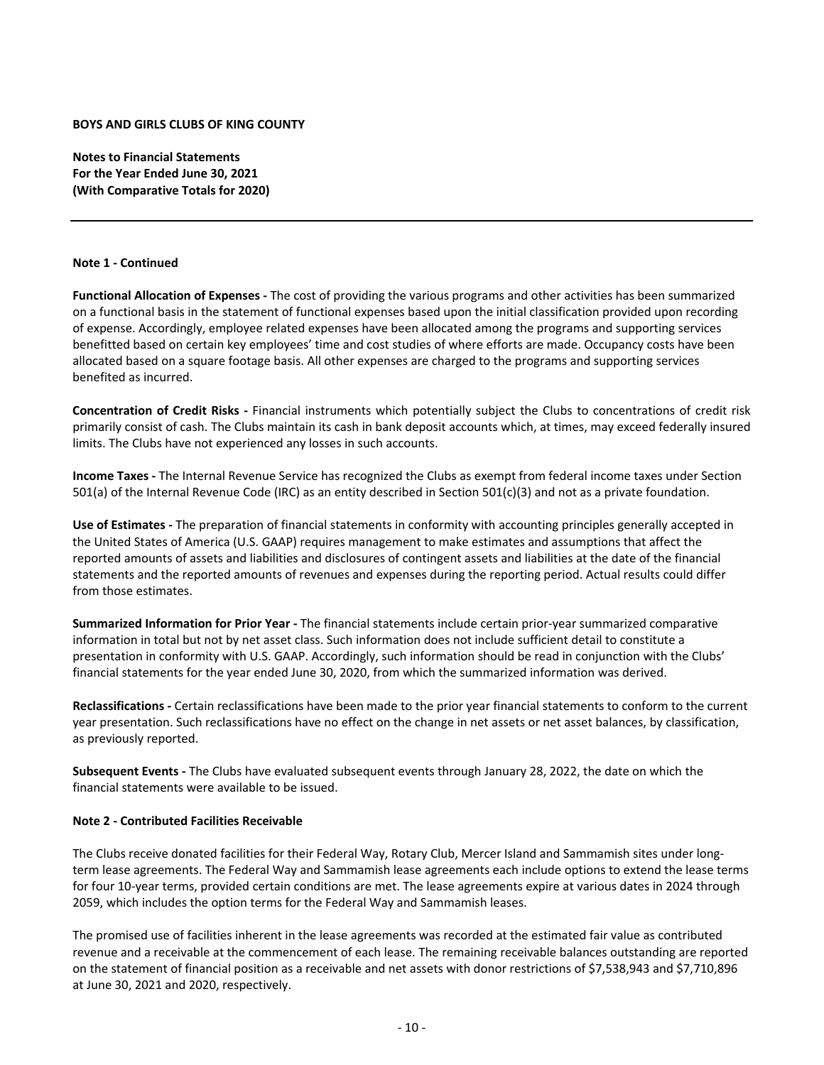**BOYS AND GIRLS CLUBS OF KING COUNTY**

**Notes to Financial Statements**
**For the Year Ended June 30, 2021**
**(With Comparative Totals for 2020)**

**Note 1 - Continued**

**Functional Allocation of Expenses -** The cost of providing the various programs and other activities has been summarized on a functional basis in the statement of functional expenses based upon the initial classification provided upon recording of expense. Accordingly, employee related expenses have been allocated among the programs and supporting services benefitted based on certain key employees' time and cost studies of where efforts are made. Occupancy costs have been allocated based on a square footage basis. All other expenses are charged to the programs and supporting services benefited as incurred.

**Concentration of Credit Risks -** Financial instruments which potentially subject the Clubs to concentrations of credit risk primarily consist of cash. The Clubs maintain its cash in bank deposit accounts which, at times, may exceed federally insured limits. The Clubs have not experienced any losses in such accounts.

**Income Taxes -** The Internal Revenue Service has recognized the Clubs as exempt from federal income taxes under Section 501(a) of the Internal Revenue Code (IRC) as an entity described in Section 501(c)(3) and not as a private foundation.

**Use of Estimates -** The preparation of financial statements in conformity with accounting principles generally accepted in the United States of America (U.S. GAAP) requires management to make estimates and assumptions that affect the reported amounts of assets and liabilities and disclosures of contingent assets and liabilities at the date of the financial statements and the reported amounts of revenues and expenses during the reporting period. Actual results could differ from those estimates.

**Summarized Information for Prior Year -** The financial statements include certain prior-year summarized comparative information in total but not by net asset class. Such information does not include sufficient detail to constitute a presentation in conformity with U.S. GAAP. Accordingly, such information should be read in conjunction with the Clubs' financial statements for the year ended June 30, 2020, from which the summarized information was derived.

**Reclassifications -** Certain reclassifications have been made to the prior year financial statements to conform to the current year presentation. Such reclassifications have no effect on the change in net assets or net asset balances, by classification, as previously reported.

**Subsequent Events -** The Clubs have evaluated subsequent events through January 28, 2022, the date on which the financial statements were available to be issued.

**Note 2 - Contributed Facilities Receivable**

The Clubs receive donated facilities for their Federal Way, Rotary Club, Mercer Island and Sammamish sites under long-term lease agreements. The Federal Way and Sammamish lease agreements each include options to extend the lease terms for four 10-year terms, provided certain conditions are met. The lease agreements expire at various dates in 2024 through 2059, which includes the option terms for the Federal Way and Sammamish leases.

The promised use of facilities inherent in the lease agreements was recorded at the estimated fair value as contributed revenue and a receivable at the commencement of each lease. The remaining receivable balances outstanding are reported on the statement of financial position as a receivable and net assets with donor restrictions of $7,538,943 and $7,710,896 at June 30, 2021 and 2020, respectively.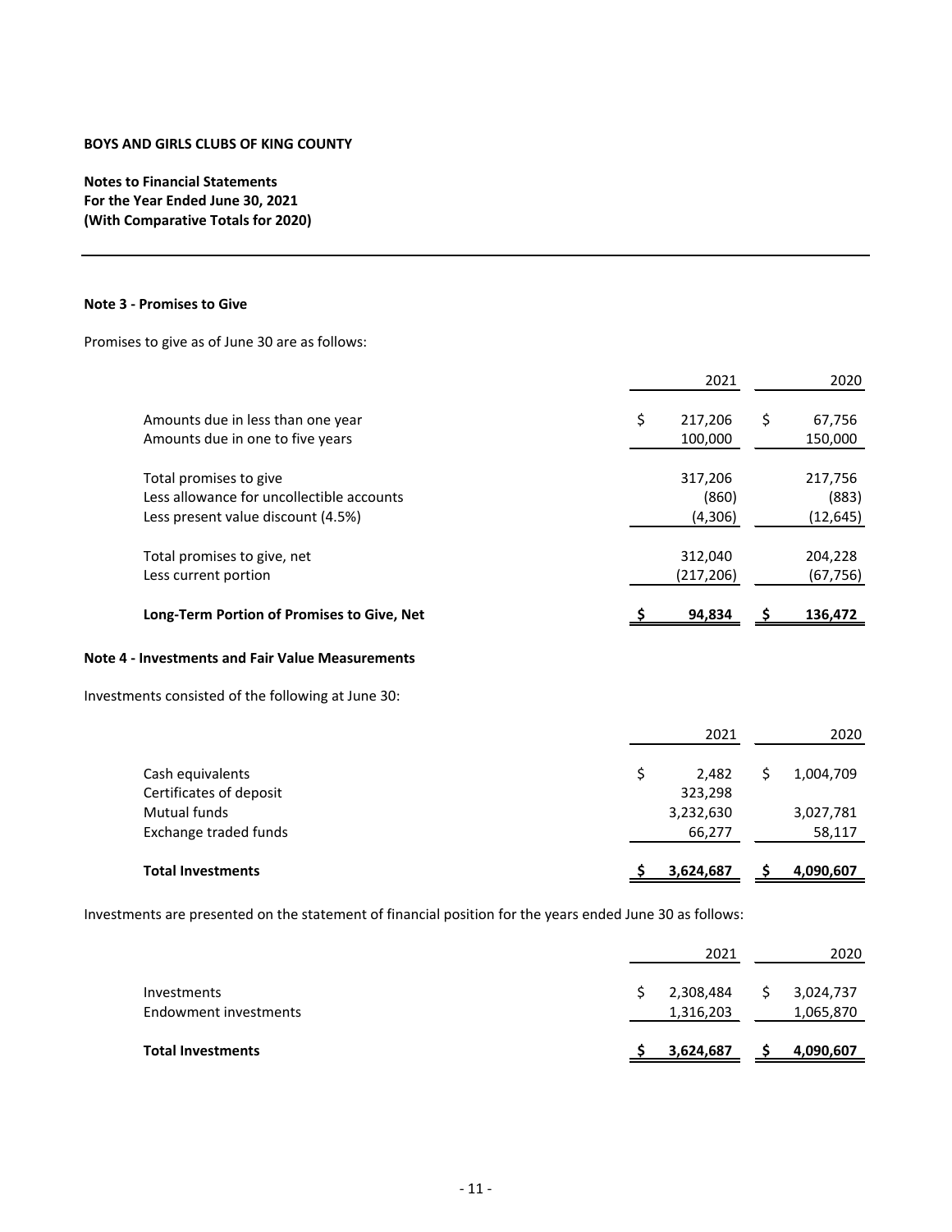**BOYS AND GIRLS CLUBS OF KING COUNTY**

**Notes to Financial Statements**
**For the Year Ended June 30, 2021**
**(With Comparative Totals for 2020)**

### Note 3 - Promises to Give

Promises to give as of June 30 are as follows:

| | 2021 | 2020 |
|---|---|---|
| Amounts due in less than one year | $ 217,206 | $ 67,756 |
| Amounts due in one to five years | 100,000 | 150,000 |
| Total promises to give | 317,206 | 217,756 |
| Less allowance for uncollectible accounts | (860) | (883) |
| Less present value discount (4.5%) | (4,306) | (12,645) |
| Total promises to give, net | 312,040 | 204,228 |
| Less current portion | (217,206) | (67,756) |
| **Long-Term Portion of Promises to Give, Net** | **$ 94,834** | **$ 136,472** |

### Note 4 - Investments and Fair Value Measurements

Investments consisted of the following at June 30:

| | 2021 | 2020 |
|---|---|---|
| Cash equivalents | $ 2,482 | $ 1,004,709 |
| Certificates of deposit | 323,298 | |
| Mutual funds | 3,232,630 | 3,027,781 |
| Exchange traded funds | 66,277 | 58,117 |
| **Total Investments** | **$ 3,624,687** | **$ 4,090,607** |

Investments are presented on the statement of financial position for the years ended June 30 as follows:

| | 2021 | 2020 |
|---|---|---|
| Investments | $ 2,308,484 | $ 3,024,737 |
| Endowment investments | 1,316,203 | 1,065,870 |
| **Total Investments** | **$ 3,624,687** | **$ 4,090,607** |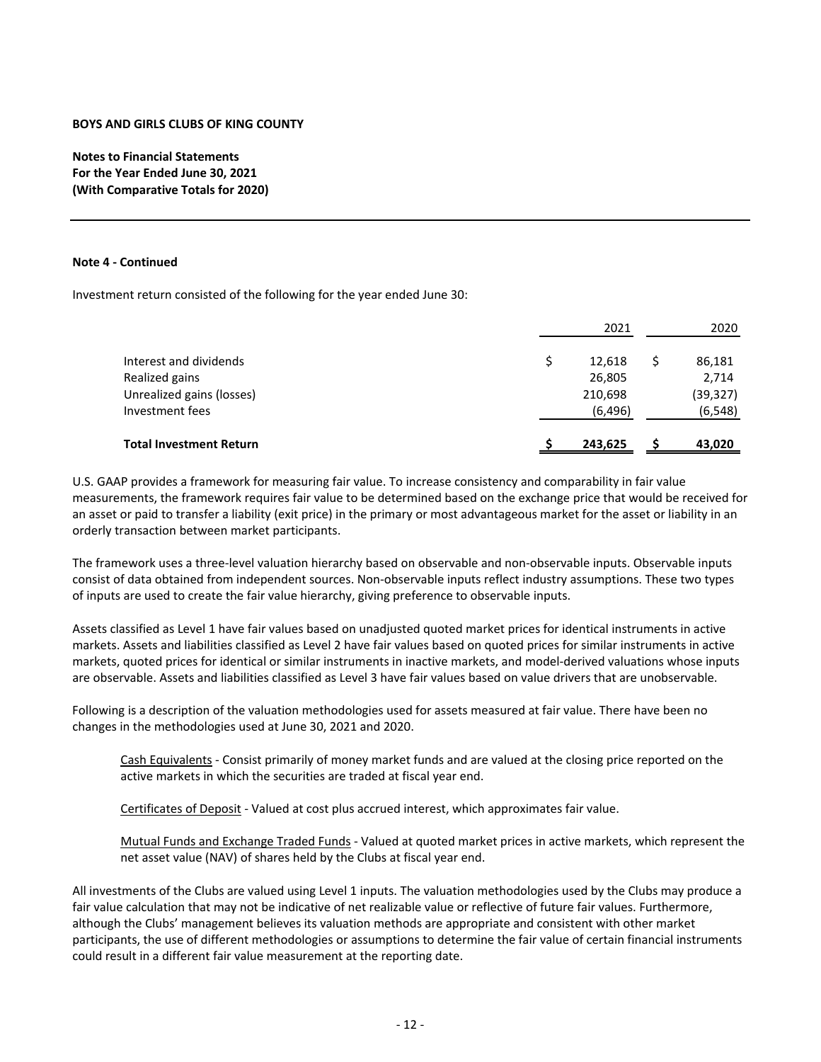**BOYS AND GIRLS CLUBS OF KING COUNTY**

**Notes to Financial Statements**
**For the Year Ended June 30, 2021**
**(With Comparative Totals for 2020)**

**Note 4 - Continued**

Investment return consisted of the following for the year ended June 30:

| | 2021 | 2020 |
|---|---|---|
| Interest and dividends | $ 12,618 | $ 86,181 |
| Realized gains | 26,805 | 2,714 |
| Unrealized gains (losses) | 210,698 | (39,327) |
| Investment fees | (6,496) | (6,548) |
| **Total Investment Return** | **$ 243,625** | **$ 43,020** |

U.S. GAAP provides a framework for measuring fair value. To increase consistency and comparability in fair value measurements, the framework requires fair value to be determined based on the exchange price that would be received for an asset or paid to transfer a liability (exit price) in the primary or most advantageous market for the asset or liability in an orderly transaction between market participants.

The framework uses a three-level valuation hierarchy based on observable and non-observable inputs. Observable inputs consist of data obtained from independent sources. Non-observable inputs reflect industry assumptions. These two types of inputs are used to create the fair value hierarchy, giving preference to observable inputs.

Assets classified as Level 1 have fair values based on unadjusted quoted market prices for identical instruments in active markets. Assets and liabilities classified as Level 2 have fair values based on quoted prices for similar instruments in active markets, quoted prices for identical or similar instruments in inactive markets, and model-derived valuations whose inputs are observable. Assets and liabilities classified as Level 3 have fair values based on value drivers that are unobservable.

Following is a description of the valuation methodologies used for assets measured at fair value. There have been no changes in the methodologies used at June 30, 2021 and 2020.

> Cash Equivalents - Consist primarily of money market funds and are valued at the closing price reported on the active markets in which the securities are traded at fiscal year end.
>
> Certificates of Deposit - Valued at cost plus accrued interest, which approximates fair value.
>
> Mutual Funds and Exchange Traded Funds - Valued at quoted market prices in active markets, which represent the net asset value (NAV) of shares held by the Clubs at fiscal year end.

All investments of the Clubs are valued using Level 1 inputs. The valuation methodologies used by the Clubs may produce a fair value calculation that may not be indicative of net realizable value or reflective of future fair values. Furthermore, although the Clubs' management believes its valuation methods are appropriate and consistent with other market participants, the use of different methodologies or assumptions to determine the fair value of certain financial instruments could result in a different fair value measurement at the reporting date.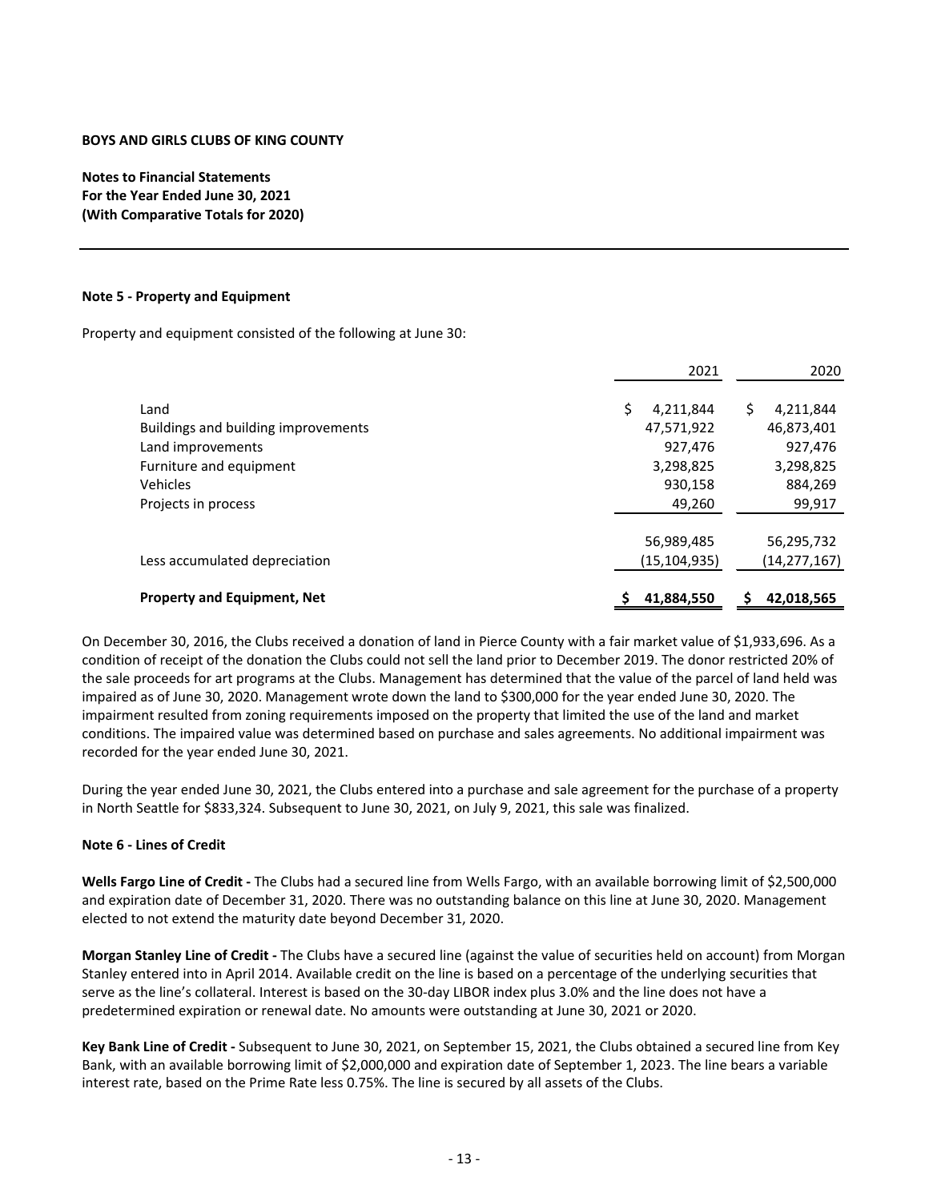**BOYS AND GIRLS CLUBS OF KING COUNTY**

**Notes to Financial Statements**
**For the Year Ended June 30, 2021**
**(With Comparative Totals for 2020)**

---

#### Note 5 - Property and Equipment

Property and equipment consisted of the following at June 30:

| | 2021 | 2020 |
|---|---|---|
| Land | $ 4,211,844 | $ 4,211,844 |
| Buildings and building improvements | 47,571,922 | 46,873,401 |
| Land improvements | 927,476 | 927,476 |
| Furniture and equipment | 3,298,825 | 3,298,825 |
| Vehicles | 930,158 | 884,269 |
| Projects in process | 49,260 | 99,917 |
| | 56,989,485 | 56,295,732 |
| Less accumulated depreciation | (15,104,935) | (14,277,167) |
| **Property and Equipment, Net** | **$ 41,884,550** | **$ 42,018,565** |

On December 30, 2016, the Clubs received a donation of land in Pierce County with a fair market value of $1,933,696. As a condition of receipt of the donation the Clubs could not sell the land prior to December 2019. The donor restricted 20% of the sale proceeds for art programs at the Clubs. Management has determined that the value of the parcel of land held was impaired as of June 30, 2020. Management wrote down the land to $300,000 for the year ended June 30, 2020. The impairment resulted from zoning requirements imposed on the property that limited the use of the land and market conditions. The impaired value was determined based on purchase and sales agreements. No additional impairment was recorded for the year ended June 30, 2021.

During the year ended June 30, 2021, the Clubs entered into a purchase and sale agreement for the purchase of a property in North Seattle for $833,324. Subsequent to June 30, 2021, on July 9, 2021, this sale was finalized.

#### Note 6 - Lines of Credit

**Wells Fargo Line of Credit -** The Clubs had a secured line from Wells Fargo, with an available borrowing limit of $2,500,000 and expiration date of December 31, 2020. There was no outstanding balance on this line at June 30, 2020. Management elected to not extend the maturity date beyond December 31, 2020.

**Morgan Stanley Line of Credit -** The Clubs have a secured line (against the value of securities held on account) from Morgan Stanley entered into in April 2014. Available credit on the line is based on a percentage of the underlying securities that serve as the line's collateral. Interest is based on the 30-day LIBOR index plus 3.0% and the line does not have a predetermined expiration or renewal date. No amounts were outstanding at June 30, 2021 or 2020.

**Key Bank Line of Credit -** Subsequent to June 30, 2021, on September 15, 2021, the Clubs obtained a secured line from Key Bank, with an available borrowing limit of $2,000,000 and expiration date of September 1, 2023. The line bears a variable interest rate, based on the Prime Rate less 0.75%. The line is secured by all assets of the Clubs.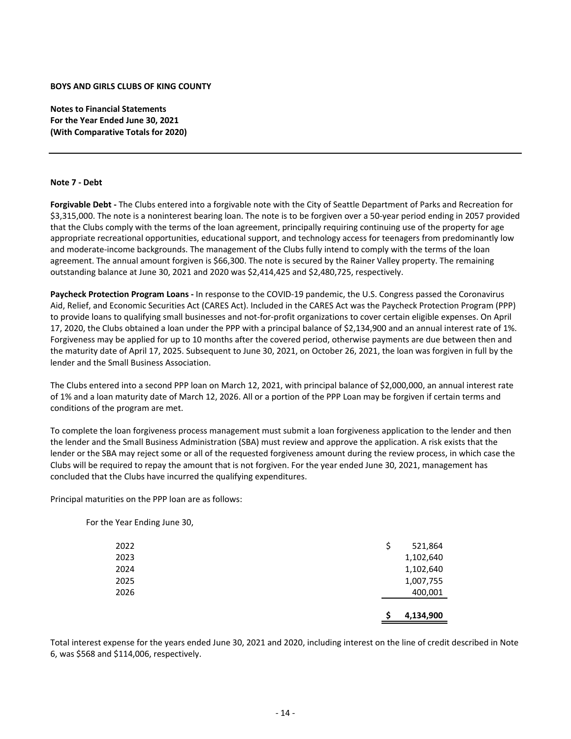**BOYS AND GIRLS CLUBS OF KING COUNTY**

**Notes to Financial Statements**
**For the Year Ended June 30, 2021**
**(With Comparative Totals for 2020)**

---

**Note 7 - Debt**

**Forgivable Debt -** The Clubs entered into a forgivable note with the City of Seattle Department of Parks and Recreation for \$3,315,000. The note is a noninterest bearing loan. The note is to be forgiven over a 50-year period ending in 2057 provided that the Clubs comply with the terms of the loan agreement, principally requiring continuing use of the property for age appropriate recreational opportunities, educational support, and technology access for teenagers from predominantly low and moderate-income backgrounds. The management of the Clubs fully intend to comply with the terms of the loan agreement. The annual amount forgiven is \$66,300. The note is secured by the Rainer Valley property. The remaining outstanding balance at June 30, 2021 and 2020 was \$2,414,425 and \$2,480,725, respectively.

**Paycheck Protection Program Loans -** In response to the COVID-19 pandemic, the U.S. Congress passed the Coronavirus Aid, Relief, and Economic Securities Act (CARES Act). Included in the CARES Act was the Paycheck Protection Program (PPP) to provide loans to qualifying small businesses and not-for-profit organizations to cover certain eligible expenses. On April 17, 2020, the Clubs obtained a loan under the PPP with a principal balance of \$2,134,900 and an annual interest rate of 1%. Forgiveness may be applied for up to 10 months after the covered period, otherwise payments are due between then and the maturity date of April 17, 2025. Subsequent to June 30, 2021, on October 26, 2021, the loan was forgiven in full by the lender and the Small Business Association.

The Clubs entered into a second PPP loan on March 12, 2021, with principal balance of \$2,000,000, an annual interest rate of 1% and a loan maturity date of March 12, 2026. All or a portion of the PPP Loan may be forgiven if certain terms and conditions of the program are met.

To complete the loan forgiveness process management must submit a loan forgiveness application to the lender and then the lender and the Small Business Administration (SBA) must review and approve the application. A risk exists that the lender or the SBA may reject some or all of the requested forgiveness amount during the review process, in which case the Clubs will be required to repay the amount that is not forgiven. For the year ended June 30, 2021, management has concluded that the Clubs have incurred the qualifying expenditures.

Principal maturities on the PPP loan are as follows:

| For the Year Ending June 30, | |
|---|---|
| 2022 | \$ 521,864 |
| 2023 | 1,102,640 |
| 2024 | 1,102,640 |
| 2025 | 1,007,755 |
| 2026 | 400,001 |
| | **\$ 4,134,900** |

Total interest expense for the years ended June 30, 2021 and 2020, including interest on the line of credit described in Note 6, was \$568 and \$114,006, respectively.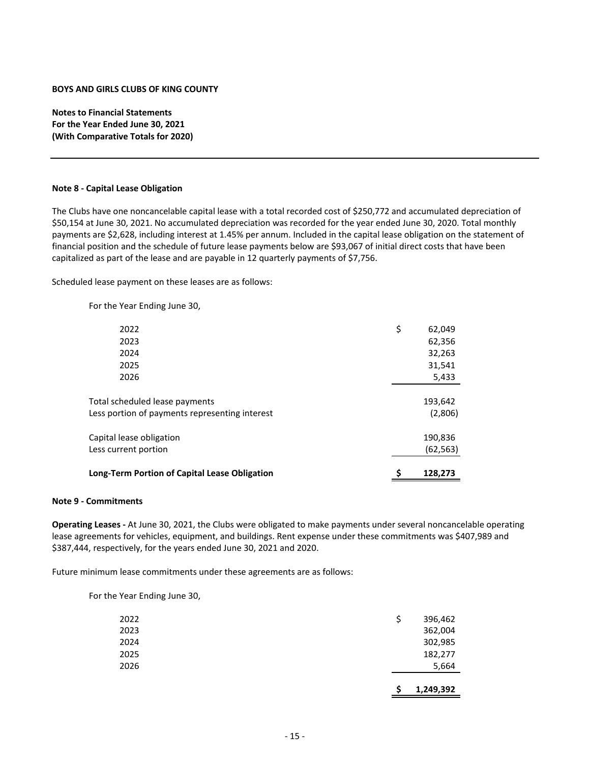**BOYS AND GIRLS CLUBS OF KING COUNTY**

**Notes to Financial Statements**
**For the Year Ended June 30, 2021**
**(With Comparative Totals for 2020)**

---

**Note 8 - Capital Lease Obligation**

The Clubs have one noncancelable capital lease with a total recorded cost of $250,772 and accumulated depreciation of $50,154 at June 30, 2021. No accumulated depreciation was recorded for the year ended June 30, 2020. Total monthly payments are $2,628, including interest at 1.45% per annum. Included in the capital lease obligation on the statement of financial position and the schedule of future lease payments below are $93,067 of initial direct costs that have been capitalized as part of the lease and are payable in 12 quarterly payments of $7,756.

Scheduled lease payment on these leases are as follows:

| For the Year Ending June 30, | |
|---|---|
| 2022 | $ 62,049 |
| 2023 | 62,356 |
| 2024 | 32,263 |
| 2025 | 31,541 |
| 2026 | 5,433 |
| Total scheduled lease payments | 193,642 |
| Less portion of payments representing interest | (2,806) |
| Capital lease obligation | 190,836 |
| Less current portion | (62,563) |
| **Long-Term Portion of Capital Lease Obligation** | **$ 128,273** |

**Note 9 - Commitments**

**Operating Leases -** At June 30, 2021, the Clubs were obligated to make payments under several noncancelable operating lease agreements for vehicles, equipment, and buildings. Rent expense under these commitments was $407,989 and $387,444, respectively, for the years ended June 30, 2021 and 2020.

Future minimum lease commitments under these agreements are as follows:

| For the Year Ending June 30, | |
|---|---|
| 2022 | $ 396,462 |
| 2023 | 362,004 |
| 2024 | 302,985 |
| 2025 | 182,277 |
| 2026 | 5,664 |
| | **$ 1,249,392** |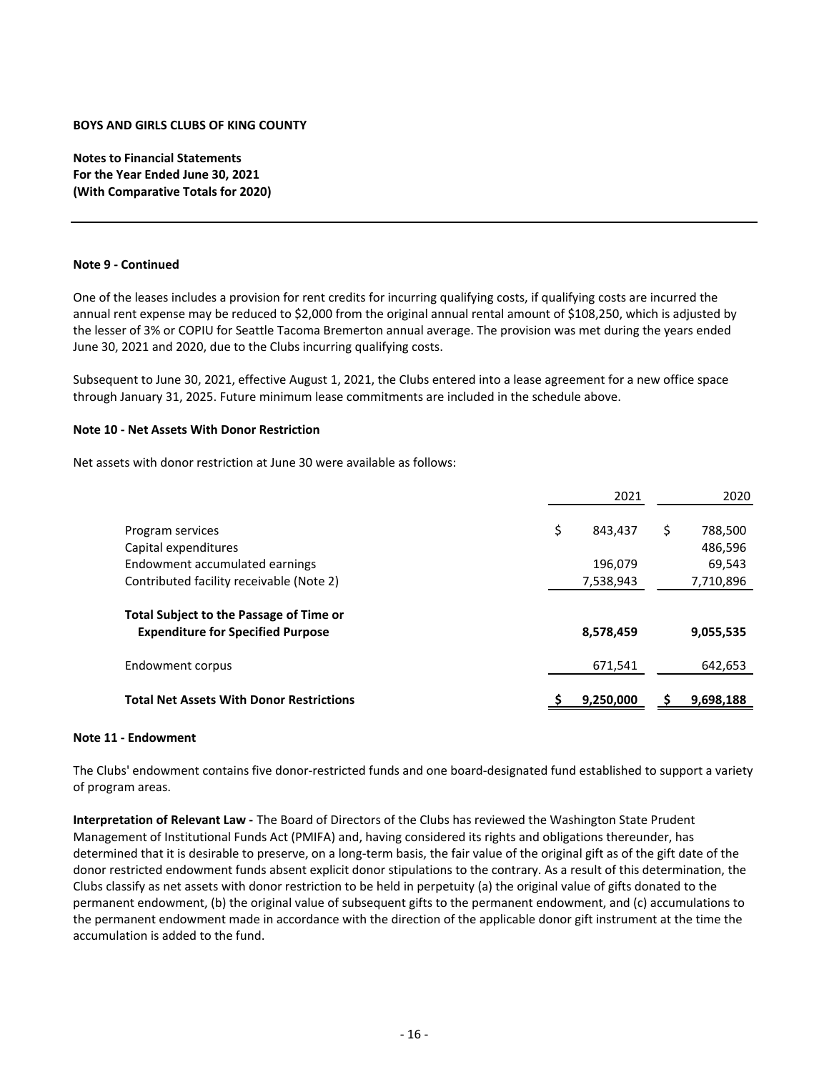**BOYS AND GIRLS CLUBS OF KING COUNTY**

**Notes to Financial Statements**
**For the Year Ended June 30, 2021**
**(With Comparative Totals for 2020)**

**Note 9 - Continued**

One of the leases includes a provision for rent credits for incurring qualifying costs, if qualifying costs are incurred the annual rent expense may be reduced to $2,000 from the original annual rental amount of $108,250, which is adjusted by the lesser of 3% or COPIU for Seattle Tacoma Bremerton annual average. The provision was met during the years ended June 30, 2021 and 2020, due to the Clubs incurring qualifying costs.

Subsequent to June 30, 2021, effective August 1, 2021, the Clubs entered into a lease agreement for a new office space through January 31, 2025. Future minimum lease commitments are included in the schedule above.

**Note 10 - Net Assets With Donor Restriction**

Net assets with donor restriction at June 30 were available as follows:

| | 2021 | 2020 |
|---|---|---|
| Program services | $ 843,437 | $ 788,500 |
| Capital expenditures | | 486,596 |
| Endowment accumulated earnings | 196,079 | 69,543 |
| Contributed facility receivable (Note 2) | 7,538,943 | 7,710,896 |
| **Total Subject to the Passage of Time or Expenditure for Specified Purpose** | **8,578,459** | **9,055,535** |
| Endowment corpus | 671,541 | 642,653 |
| **Total Net Assets With Donor Restrictions** | **$ 9,250,000** | **$ 9,698,188** |

**Note 11 - Endowment**

The Clubs' endowment contains five donor-restricted funds and one board-designated fund established to support a variety of program areas.

**Interpretation of Relevant Law -** The Board of Directors of the Clubs has reviewed the Washington State Prudent Management of Institutional Funds Act (PMIFA) and, having considered its rights and obligations thereunder, has determined that it is desirable to preserve, on a long-term basis, the fair value of the original gift as of the gift date of the donor restricted endowment funds absent explicit donor stipulations to the contrary. As a result of this determination, the Clubs classify as net assets with donor restriction to be held in perpetuity (a) the original value of gifts donated to the permanent endowment, (b) the original value of subsequent gifts to the permanent endowment, and (c) accumulations to the permanent endowment made in accordance with the direction of the applicable donor gift instrument at the time the accumulation is added to the fund.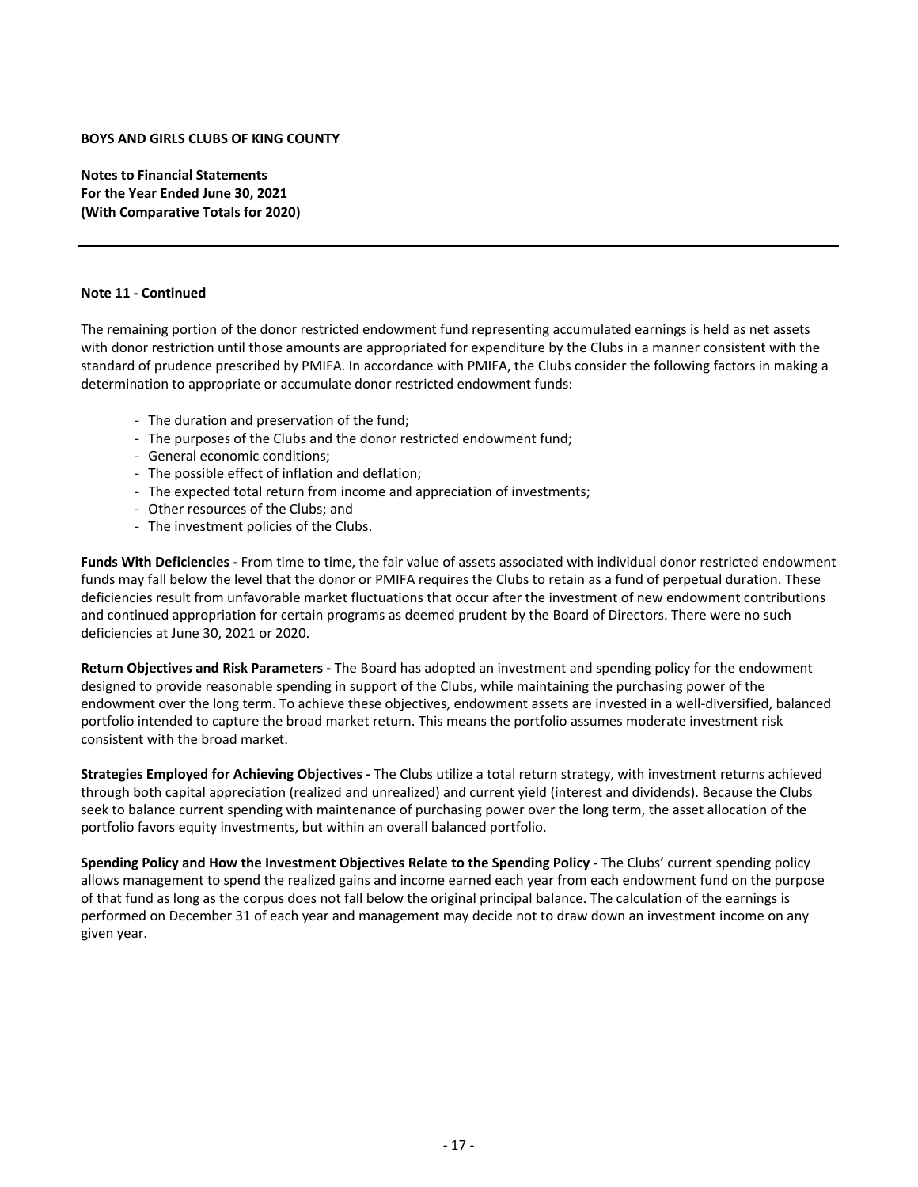**BOYS AND GIRLS CLUBS OF KING COUNTY**

**Notes to Financial Statements**
**For the Year Ended June 30, 2021**
**(With Comparative Totals for 2020)**

---

**Note 11 - Continued**

The remaining portion of the donor restricted endowment fund representing accumulated earnings is held as net assets with donor restriction until those amounts are appropriated for expenditure by the Clubs in a manner consistent with the standard of prudence prescribed by PMIFA. In accordance with PMIFA, the Clubs consider the following factors in making a determination to appropriate or accumulate donor restricted endowment funds:

- The duration and preservation of the fund;
- The purposes of the Clubs and the donor restricted endowment fund;
- General economic conditions;
- The possible effect of inflation and deflation;
- The expected total return from income and appreciation of investments;
- Other resources of the Clubs; and
- The investment policies of the Clubs.

**Funds With Deficiencies -** From time to time, the fair value of assets associated with individual donor restricted endowment funds may fall below the level that the donor or PMIFA requires the Clubs to retain as a fund of perpetual duration. These deficiencies result from unfavorable market fluctuations that occur after the investment of new endowment contributions and continued appropriation for certain programs as deemed prudent by the Board of Directors. There were no such deficiencies at June 30, 2021 or 2020.

**Return Objectives and Risk Parameters -** The Board has adopted an investment and spending policy for the endowment designed to provide reasonable spending in support of the Clubs, while maintaining the purchasing power of the endowment over the long term. To achieve these objectives, endowment assets are invested in a well-diversified, balanced portfolio intended to capture the broad market return. This means the portfolio assumes moderate investment risk consistent with the broad market.

**Strategies Employed for Achieving Objectives -** The Clubs utilize a total return strategy, with investment returns achieved through both capital appreciation (realized and unrealized) and current yield (interest and dividends). Because the Clubs seek to balance current spending with maintenance of purchasing power over the long term, the asset allocation of the portfolio favors equity investments, but within an overall balanced portfolio.

**Spending Policy and How the Investment Objectives Relate to the Spending Policy -** The Clubs' current spending policy allows management to spend the realized gains and income earned each year from each endowment fund on the purpose of that fund as long as the corpus does not fall below the original principal balance. The calculation of the earnings is performed on December 31 of each year and management may decide not to draw down an investment income on any given year.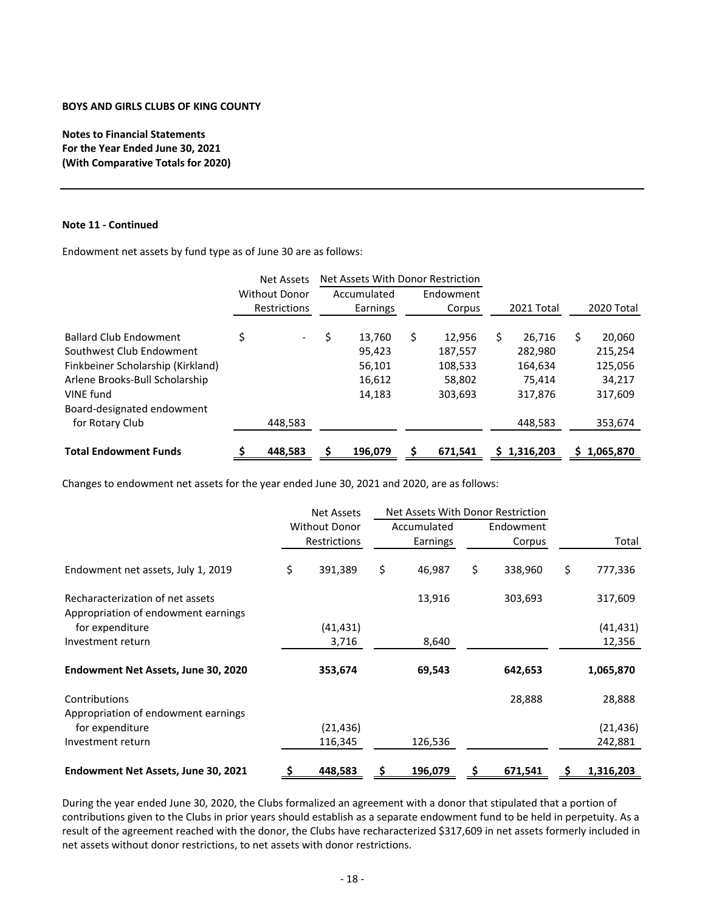**BOYS AND GIRLS CLUBS OF KING COUNTY**

**Notes to Financial Statements**
**For the Year Ended June 30, 2021**
**(With Comparative Totals for 2020)**

**Note 11 - Continued**

Endowment net assets by fund type as of June 30 are as follows:

| | Net Assets Without Donor Restrictions | Net Assets With Donor Restriction | | | |
|---|---|---|---|---|---|
| | | Accumulated Earnings | Endowment Corpus | 2021 Total | 2020 Total |
| Ballard Club Endowment | $ - | $ 13,760 | $ 12,956 | $ 26,716 | $ 20,060 |
| Southwest Club Endowment | | 95,423 | 187,557 | 282,980 | 215,254 |
| Finkbeiner Scholarship (Kirkland) | | 56,101 | 108,533 | 164,634 | 125,056 |
| Arlene Brooks-Bull Scholarship | | 16,612 | 58,802 | 75,414 | 34,217 |
| VINE fund | | 14,183 | 303,693 | 317,876 | 317,609 |
| Board-designated endowment for Rotary Club | 448,583 | | | 448,583 | 353,674 |
| **Total Endowment Funds** | **$ 448,583** | **$ 196,079** | **$ 671,541** | **$ 1,316,203** | **$ 1,065,870** |

Changes to endowment net assets for the year ended June 30, 2021 and 2020, are as follows:

| | Net Assets Without Donor Restrictions | Net Assets With Donor Restriction | | |
|---|---|---|---|---|
| | | Accumulated Earnings | Endowment Corpus | Total |
| Endowment net assets, July 1, 2019 | $ 391,389 | $ 46,987 | $ 338,960 | $ 777,336 |
| Recharacterization of net assets | | 13,916 | 303,693 | 317,609 |
| Appropriation of endowment earnings for expenditure | (41,431) | | | (41,431) |
| Investment return | 3,716 | 8,640 | | 12,356 |
| **Endowment Net Assets, June 30, 2020** | **353,674** | **69,543** | **642,653** | **1,065,870** |
| Contributions | | | 28,888 | 28,888 |
| Appropriation of endowment earnings for expenditure | (21,436) | | | (21,436) |
| Investment return | 116,345 | 126,536 | | 242,881 |
| **Endowment Net Assets, June 30, 2021** | **$ 448,583** | **$ 196,079** | **$ 671,541** | **$ 1,316,203** |

During the year ended June 30, 2020, the Clubs formalized an agreement with a donor that stipulated that a portion of contributions given to the Clubs in prior years should establish as a separate endowment fund to be held in perpetuity. As a result of the agreement reached with the donor, the Clubs have recharacterized $317,609 in net assets formerly included in net assets without donor restrictions, to net assets with donor restrictions.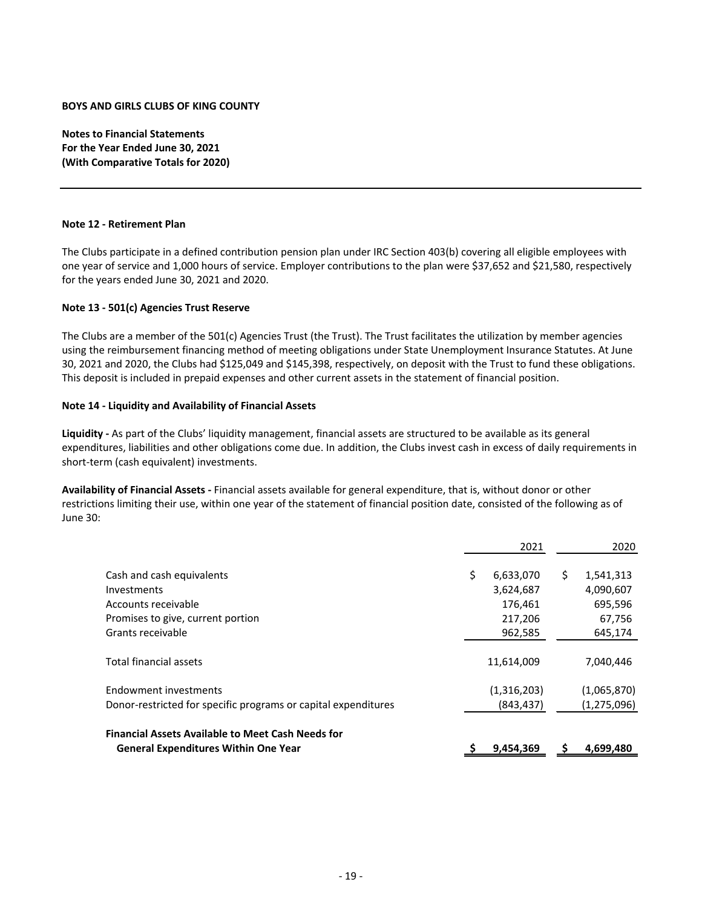**BOYS AND GIRLS CLUBS OF KING COUNTY**

**Notes to Financial Statements**
**For the Year Ended June 30, 2021**
**(With Comparative Totals for 2020)**

---

**Note 12 - Retirement Plan**

The Clubs participate in a defined contribution pension plan under IRC Section 403(b) covering all eligible employees with one year of service and 1,000 hours of service. Employer contributions to the plan were $37,652 and $21,580, respectively for the years ended June 30, 2021 and 2020.

**Note 13 - 501(c) Agencies Trust Reserve**

The Clubs are a member of the 501(c) Agencies Trust (the Trust). The Trust facilitates the utilization by member agencies using the reimbursement financing method of meeting obligations under State Unemployment Insurance Statutes. At June 30, 2021 and 2020, the Clubs had $125,049 and $145,398, respectively, on deposit with the Trust to fund these obligations. This deposit is included in prepaid expenses and other current assets in the statement of financial position.

**Note 14 - Liquidity and Availability of Financial Assets**

**Liquidity -** As part of the Clubs' liquidity management, financial assets are structured to be available as its general expenditures, liabilities and other obligations come due. In addition, the Clubs invest cash in excess of daily requirements in short-term (cash equivalent) investments.

**Availability of Financial Assets -** Financial assets available for general expenditure, that is, without donor or other restrictions limiting their use, within one year of the statement of financial position date, consisted of the following as of June 30:

| | 2021 | 2020 |
|---|---|---|
| Cash and cash equivalents | $ 6,633,070 | $ 1,541,313 |
| Investments | 3,624,687 | 4,090,607 |
| Accounts receivable | 176,461 | 695,596 |
| Promises to give, current portion | 217,206 | 67,756 |
| Grants receivable | 962,585 | 645,174 |
| Total financial assets | 11,614,009 | 7,040,446 |
| Endowment investments | (1,316,203) | (1,065,870) |
| Donor-restricted for specific programs or capital expenditures | (843,437) | (1,275,096) |
| **Financial Assets Available to Meet Cash Needs for General Expenditures Within One Year** | **$ 9,454,369** | **$ 4,699,480** |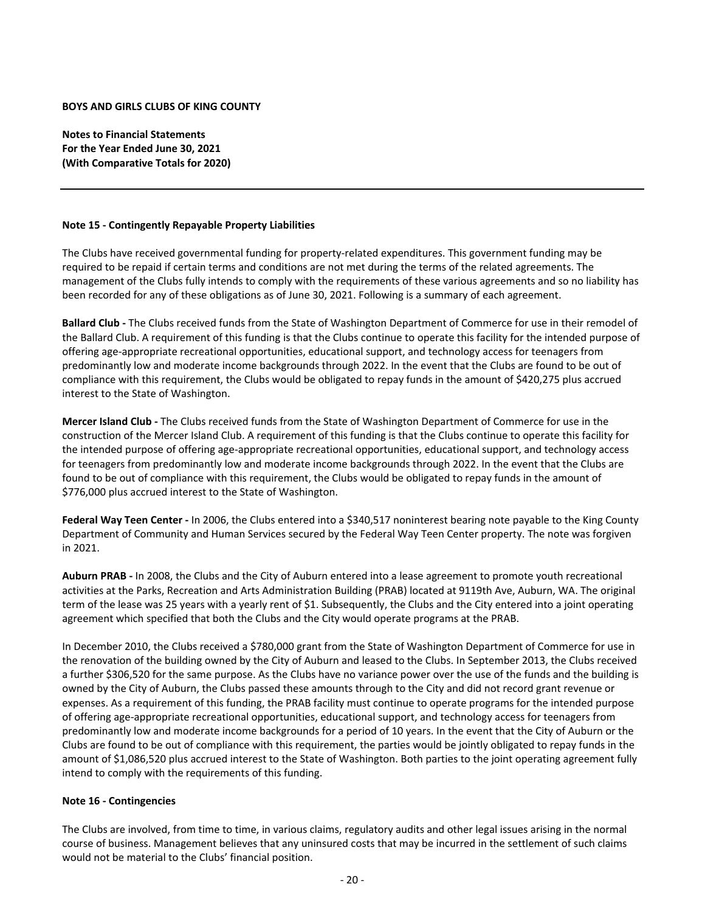**BOYS AND GIRLS CLUBS OF KING COUNTY**

**Notes to Financial Statements**
**For the Year Ended June 30, 2021**
**(With Comparative Totals for 2020)**

---

## Note 15 - Contingently Repayable Property Liabilities

The Clubs have received governmental funding for property-related expenditures. This government funding may be required to be repaid if certain terms and conditions are not met during the terms of the related agreements. The management of the Clubs fully intends to comply with the requirements of these various agreements and so no liability has been recorded for any of these obligations as of June 30, 2021. Following is a summary of each agreement.

**Ballard Club -** The Clubs received funds from the State of Washington Department of Commerce for use in their remodel of the Ballard Club. A requirement of this funding is that the Clubs continue to operate this facility for the intended purpose of offering age-appropriate recreational opportunities, educational support, and technology access for teenagers from predominantly low and moderate income backgrounds through 2022. In the event that the Clubs are found to be out of compliance with this requirement, the Clubs would be obligated to repay funds in the amount of $420,275 plus accrued interest to the State of Washington.

**Mercer Island Club -** The Clubs received funds from the State of Washington Department of Commerce for use in the construction of the Mercer Island Club. A requirement of this funding is that the Clubs continue to operate this facility for the intended purpose of offering age-appropriate recreational opportunities, educational support, and technology access for teenagers from predominantly low and moderate income backgrounds through 2022. In the event that the Clubs are found to be out of compliance with this requirement, the Clubs would be obligated to repay funds in the amount of $776,000 plus accrued interest to the State of Washington.

**Federal Way Teen Center -** In 2006, the Clubs entered into a $340,517 noninterest bearing note payable to the King County Department of Community and Human Services secured by the Federal Way Teen Center property. The note was forgiven in 2021.

**Auburn PRAB -** In 2008, the Clubs and the City of Auburn entered into a lease agreement to promote youth recreational activities at the Parks, Recreation and Arts Administration Building (PRAB) located at 9119th Ave, Auburn, WA. The original term of the lease was 25 years with a yearly rent of $1. Subsequently, the Clubs and the City entered into a joint operating agreement which specified that both the Clubs and the City would operate programs at the PRAB.

In December 2010, the Clubs received a $780,000 grant from the State of Washington Department of Commerce for use in the renovation of the building owned by the City of Auburn and leased to the Clubs. In September 2013, the Clubs received a further $306,520 for the same purpose. As the Clubs have no variance power over the use of the funds and the building is owned by the City of Auburn, the Clubs passed these amounts through to the City and did not record grant revenue or expenses. As a requirement of this funding, the PRAB facility must continue to operate programs for the intended purpose of offering age-appropriate recreational opportunities, educational support, and technology access for teenagers from predominantly low and moderate income backgrounds for a period of 10 years. In the event that the City of Auburn or the Clubs are found to be out of compliance with this requirement, the parties would be jointly obligated to repay funds in the amount of $1,086,520 plus accrued interest to the State of Washington. Both parties to the joint operating agreement fully intend to comply with the requirements of this funding.

## Note 16 - Contingencies

The Clubs are involved, from time to time, in various claims, regulatory audits and other legal issues arising in the normal course of business. Management believes that any uninsured costs that may be incurred in the settlement of such claims would not be material to the Clubs' financial position.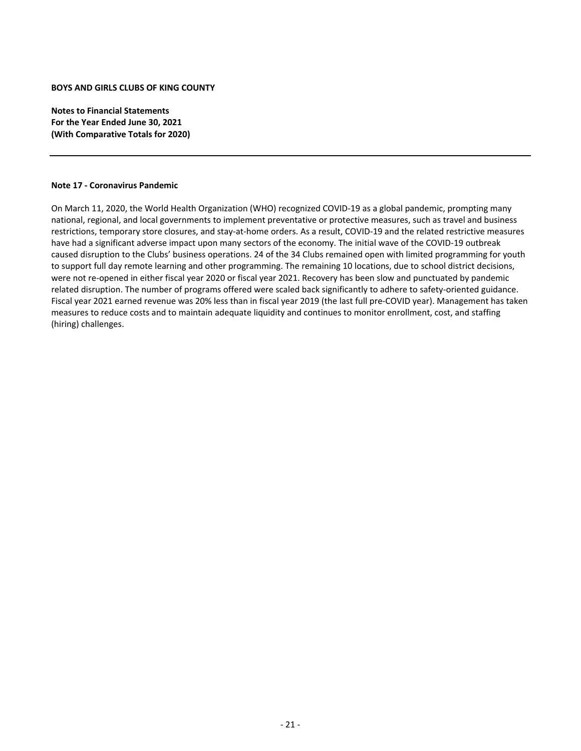**BOYS AND GIRLS CLUBS OF KING COUNTY**

**Notes to Financial Statements**
**For the Year Ended June 30, 2021**
**(With Comparative Totals for 2020)**

---

**Note 17 - Coronavirus Pandemic**

On March 11, 2020, the World Health Organization (WHO) recognized COVID-19 as a global pandemic, prompting many national, regional, and local governments to implement preventative or protective measures, such as travel and business restrictions, temporary store closures, and stay-at-home orders. As a result, COVID-19 and the related restrictive measures have had a significant adverse impact upon many sectors of the economy. The initial wave of the COVID-19 outbreak caused disruption to the Clubs' business operations. 24 of the 34 Clubs remained open with limited programming for youth to support full day remote learning and other programming. The remaining 10 locations, due to school district decisions, were not re-opened in either fiscal year 2020 or fiscal year 2021. Recovery has been slow and punctuated by pandemic related disruption. The number of programs offered were scaled back significantly to adhere to safety-oriented guidance. Fiscal year 2021 earned revenue was 20% less than in fiscal year 2019 (the last full pre-COVID year). Management has taken measures to reduce costs and to maintain adequate liquidity and continues to monitor enrollment, cost, and staffing (hiring) challenges.